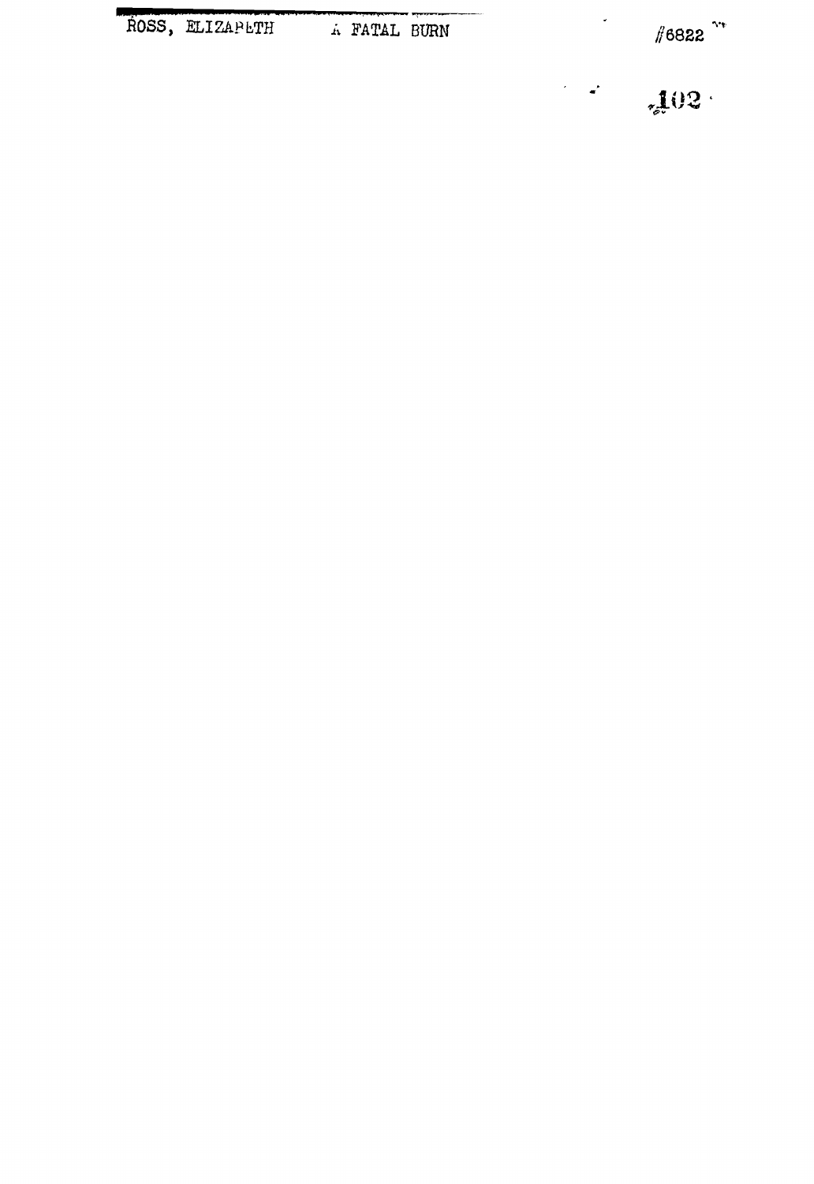ROSS, ELIZABETH    A FATAL BURN    #6822

102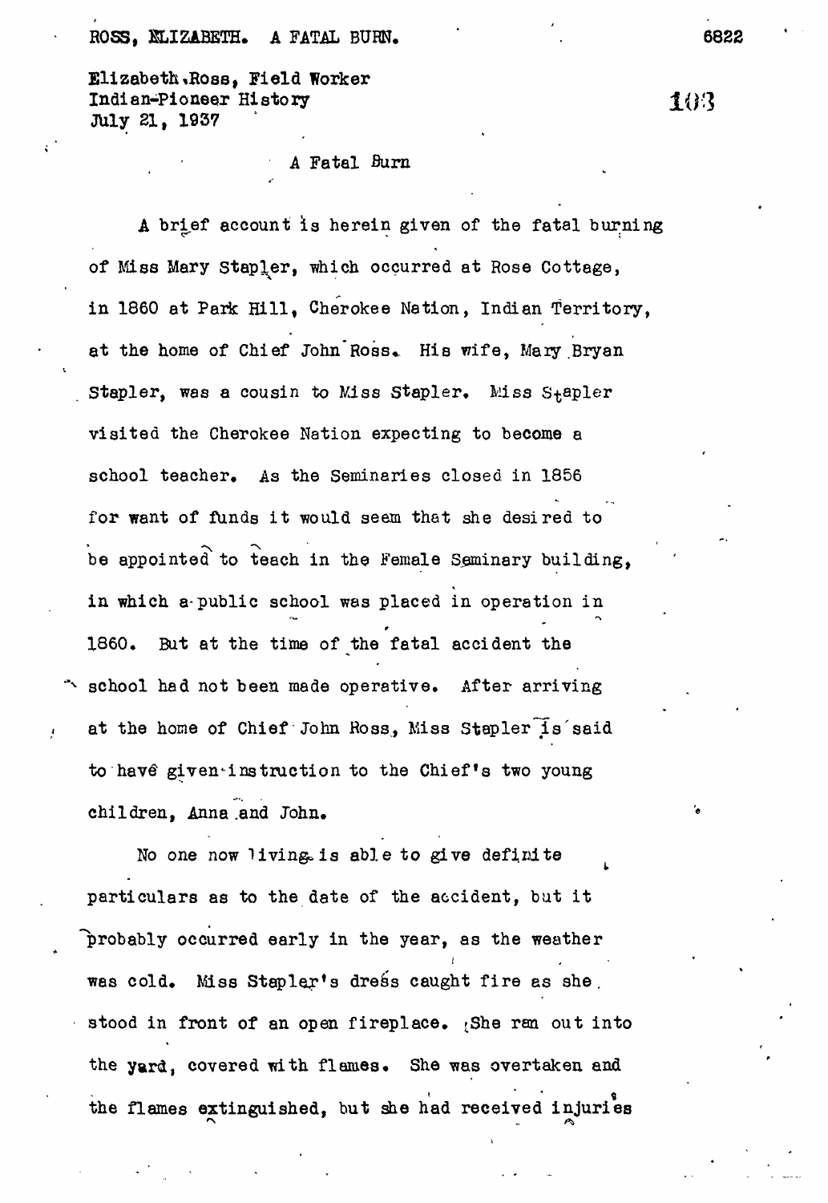Elizabeth Ross, Field Worker
Indian-Pioneer History
July 21, 1937

## A Fatal Burn

A brief account is herein given of the fatal burning of Miss Mary Stapler, which occurred at Rose Cottage, in 1860 at Park Hill, Cherokee Nation, Indian Territory, at the home of Chief John Ross. His wife, Mary Bryan Stapler, was a cousin to Miss Stapler. Miss Stapler visited the Cherokee Nation expecting to become a school teacher. As the Seminaries closed in 1856 for want of funds it would seem that she desired to be appointed to teach in the Female Seminary building, in which a public school was placed in operation in 1860. But at the time of the fatal accident the school had not been made operative. After arriving at the home of Chief John Ross, Miss Stapler is said to have given instruction to the Chief's two young children, Anna and John.

No one now living is able to give definite particulars as to the date of the accident, but it probably occurred early in the year, as the weather was cold. Miss Stapler's dress caught fire as she stood in front of an open fireplace. She ran out into the yard, covered with flames. She was overtaken and the flames extinguished, but she had received injuries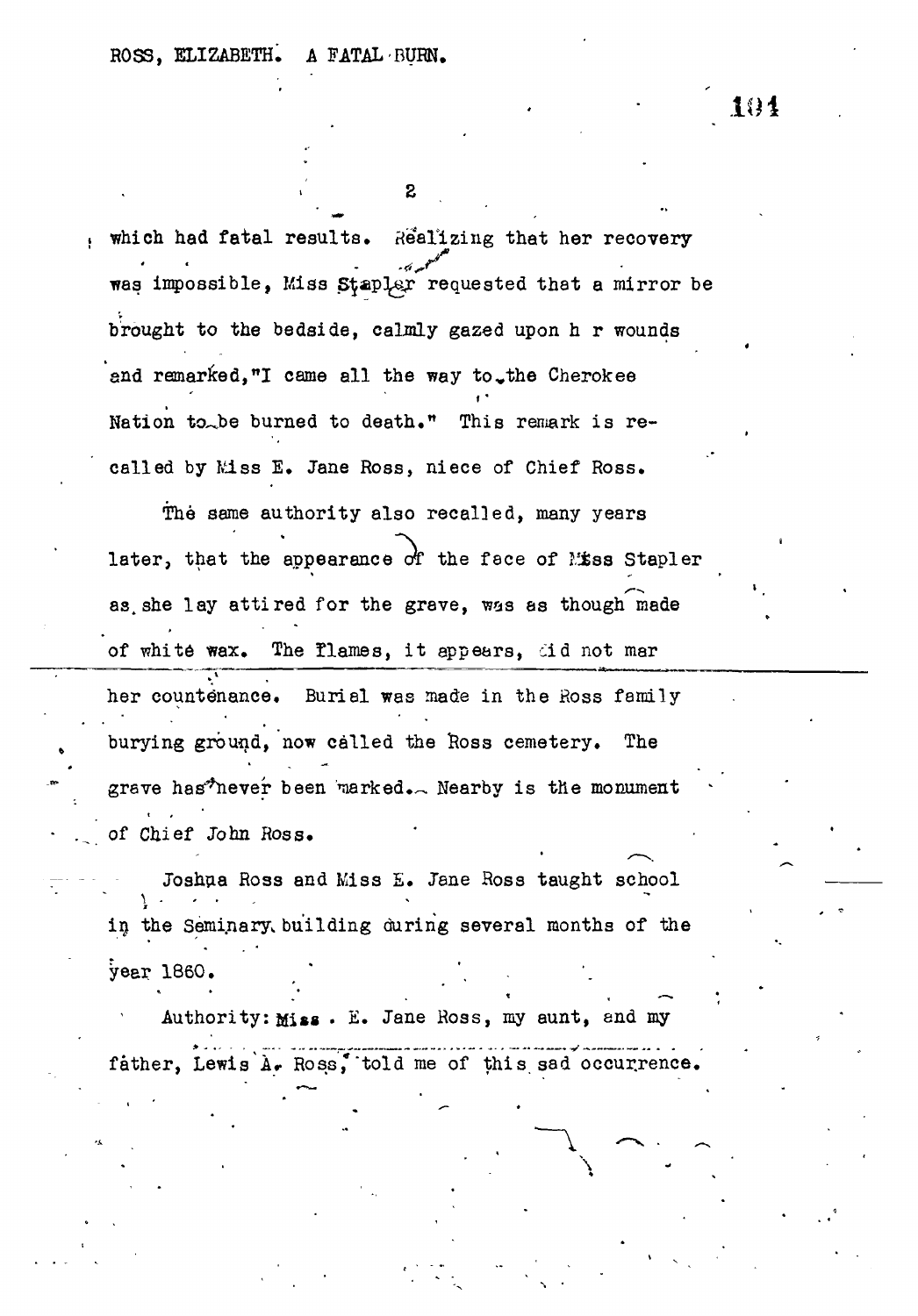which had fatal results. Realizing that her recovery was impossible, Miss Stapler requested that a mirror be brought to the bedside, calmly gazed upon h r wounds and remarked,"I came all the way to the Cherokee Nation to be burned to death." This remark is recalled by Miss E. Jane Ross, niece of Chief Ross.

The same authority also recalled, many years later, that the appearance of the face of Miss Stapler as she lay attired for the grave, was as though made of white wax. The flames, it appears, did not mar her countenance. Burial was made in the Ross family burying ground, now called the Ross cemetery. The grave has never been marked. Nearby is the monument of Chief John Ross.

Joshua Ross and Miss E. Jane Ross taught school in the Seminary building during several months of the year 1860.

Authority: Miss . E. Jane Ross, my aunt, and my father, Lewis A. Ross, told me of this sad occurrence.